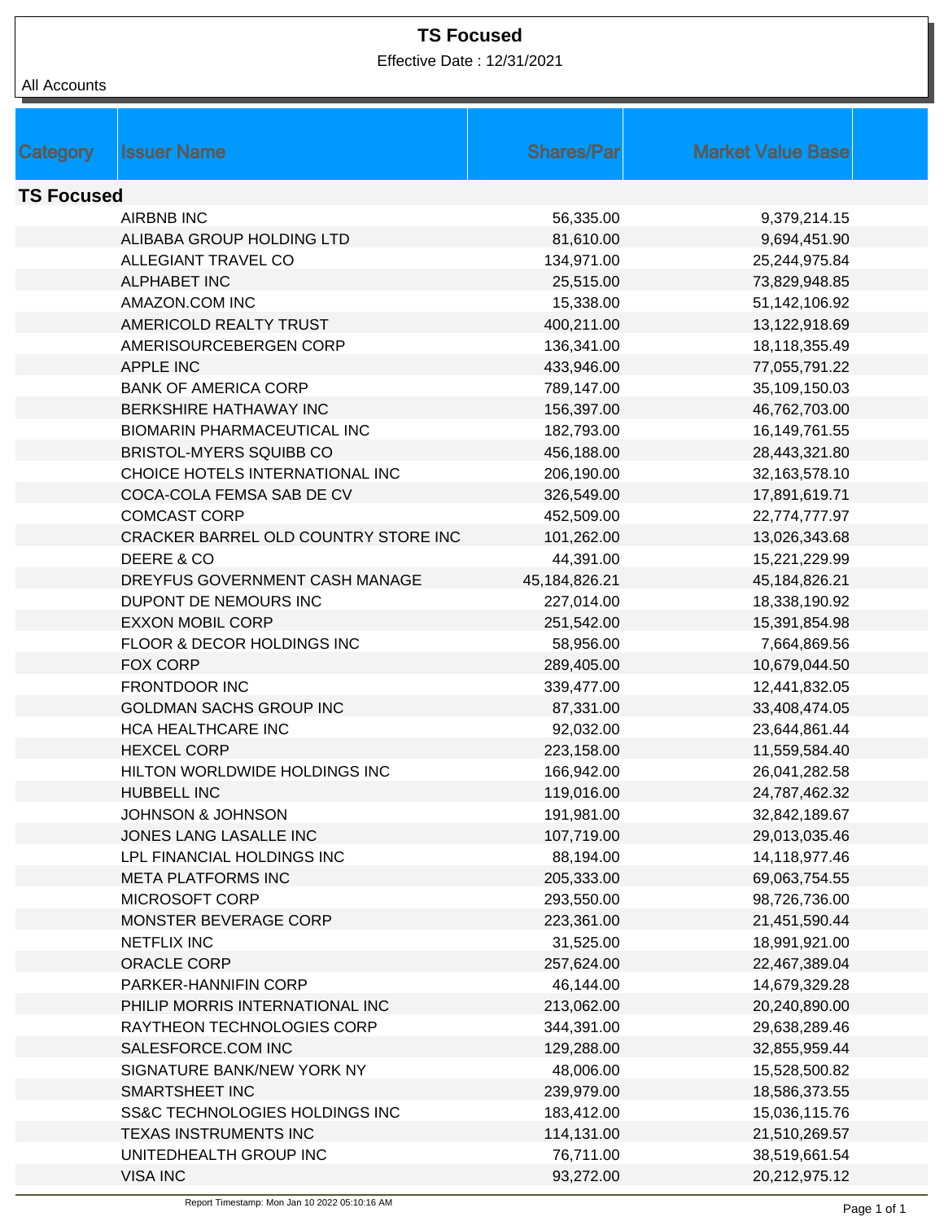# TS Focused

Effective Date : 12/31/2021

All Accounts

| Category | Issuer Name | Shares/Par | Market Value Base |
|---|---|---|---|
| **TS Focused** | | | |
| | AIRBNB INC | 56,335.00 | 9,379,214.15 |
| | ALIBABA GROUP HOLDING LTD | 81,610.00 | 9,694,451.90 |
| | ALLEGIANT TRAVEL CO | 134,971.00 | 25,244,975.84 |
| | ALPHABET INC | 25,515.00 | 73,829,948.85 |
| | AMAZON.COM INC | 15,338.00 | 51,142,106.92 |
| | AMERICOLD REALTY TRUST | 400,211.00 | 13,122,918.69 |
| | AMERISOURCEBERGEN CORP | 136,341.00 | 18,118,355.49 |
| | APPLE INC | 433,946.00 | 77,055,791.22 |
| | BANK OF AMERICA CORP | 789,147.00 | 35,109,150.03 |
| | BERKSHIRE HATHAWAY INC | 156,397.00 | 46,762,703.00 |
| | BIOMARIN PHARMACEUTICAL INC | 182,793.00 | 16,149,761.55 |
| | BRISTOL-MYERS SQUIBB CO | 456,188.00 | 28,443,321.80 |
| | CHOICE HOTELS INTERNATIONAL INC | 206,190.00 | 32,163,578.10 |
| | COCA-COLA FEMSA SAB DE CV | 326,549.00 | 17,891,619.71 |
| | COMCAST CORP | 452,509.00 | 22,774,777.97 |
| | CRACKER BARREL OLD COUNTRY STORE INC | 101,262.00 | 13,026,343.68 |
| | DEERE & CO | 44,391.00 | 15,221,229.99 |
| | DREYFUS GOVERNMENT CASH MANAGE | 45,184,826.21 | 45,184,826.21 |
| | DUPONT DE NEMOURS INC | 227,014.00 | 18,338,190.92 |
| | EXXON MOBIL CORP | 251,542.00 | 15,391,854.98 |
| | FLOOR & DECOR HOLDINGS INC | 58,956.00 | 7,664,869.56 |
| | FOX CORP | 289,405.00 | 10,679,044.50 |
| | FRONTDOOR INC | 339,477.00 | 12,441,832.05 |
| | GOLDMAN SACHS GROUP INC | 87,331.00 | 33,408,474.05 |
| | HCA HEALTHCARE INC | 92,032.00 | 23,644,861.44 |
| | HEXCEL CORP | 223,158.00 | 11,559,584.40 |
| | HILTON WORLDWIDE HOLDINGS INC | 166,942.00 | 26,041,282.58 |
| | HUBBELL INC | 119,016.00 | 24,787,462.32 |
| | JOHNSON & JOHNSON | 191,981.00 | 32,842,189.67 |
| | JONES LANG LASALLE INC | 107,719.00 | 29,013,035.46 |
| | LPL FINANCIAL HOLDINGS INC | 88,194.00 | 14,118,977.46 |
| | META PLATFORMS INC | 205,333.00 | 69,063,754.55 |
| | MICROSOFT CORP | 293,550.00 | 98,726,736.00 |
| | MONSTER BEVERAGE CORP | 223,361.00 | 21,451,590.44 |
| | NETFLIX INC | 31,525.00 | 18,991,921.00 |
| | ORACLE CORP | 257,624.00 | 22,467,389.04 |
| | PARKER-HANNIFIN CORP | 46,144.00 | 14,679,329.28 |
| | PHILIP MORRIS INTERNATIONAL INC | 213,062.00 | 20,240,890.00 |
| | RAYTHEON TECHNOLOGIES CORP | 344,391.00 | 29,638,289.46 |
| | SALESFORCE.COM INC | 129,288.00 | 32,855,959.44 |
| | SIGNATURE BANK/NEW YORK NY | 48,006.00 | 15,528,500.82 |
| | SMARTSHEET INC | 239,979.00 | 18,586,373.55 |
| | SS&C TECHNOLOGIES HOLDINGS INC | 183,412.00 | 15,036,115.76 |
| | TEXAS INSTRUMENTS INC | 114,131.00 | 21,510,269.57 |
| | UNITEDHEALTH GROUP INC | 76,711.00 | 38,519,661.54 |
| | VISA INC | 93,272.00 | 20,212,975.12 |

Report Timestamp: Mon Jan 10 2022 05:10:16 AM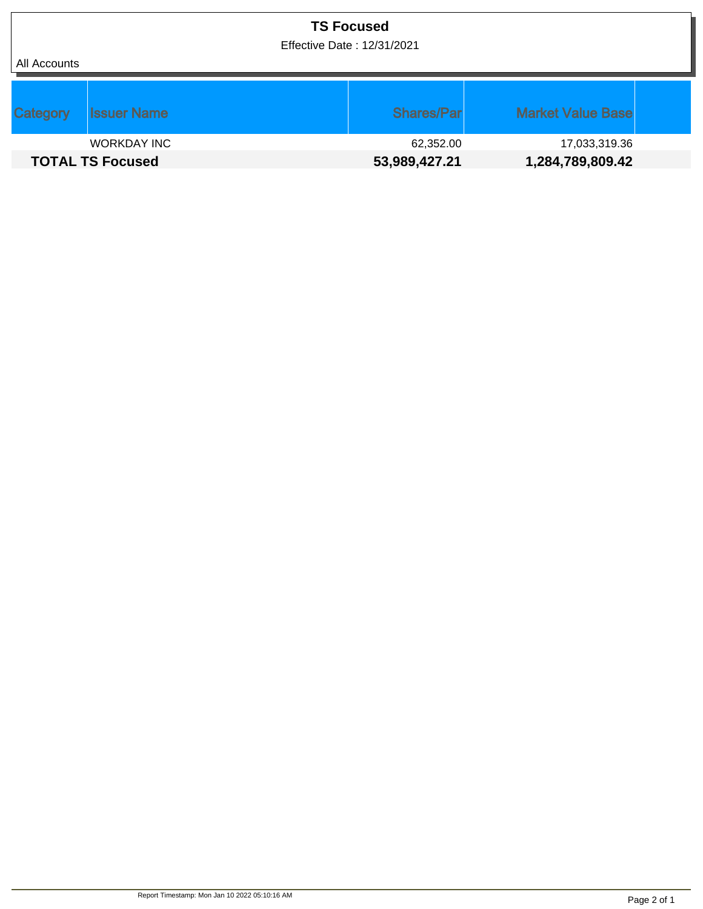# TS Focused

Effective Date : 12/31/2021

All Accounts

| Category | Issuer Name | Shares/Par | Market Value Base |
|---|---|---|---|
| | WORKDAY INC | 62,352.00 | 17,033,319.36 |
| **TOTAL TS Focused** | | **53,989,427.21** | **1,284,789,809.42** |

Report Timestamp: Mon Jan 10 2022 05:10:16 AM